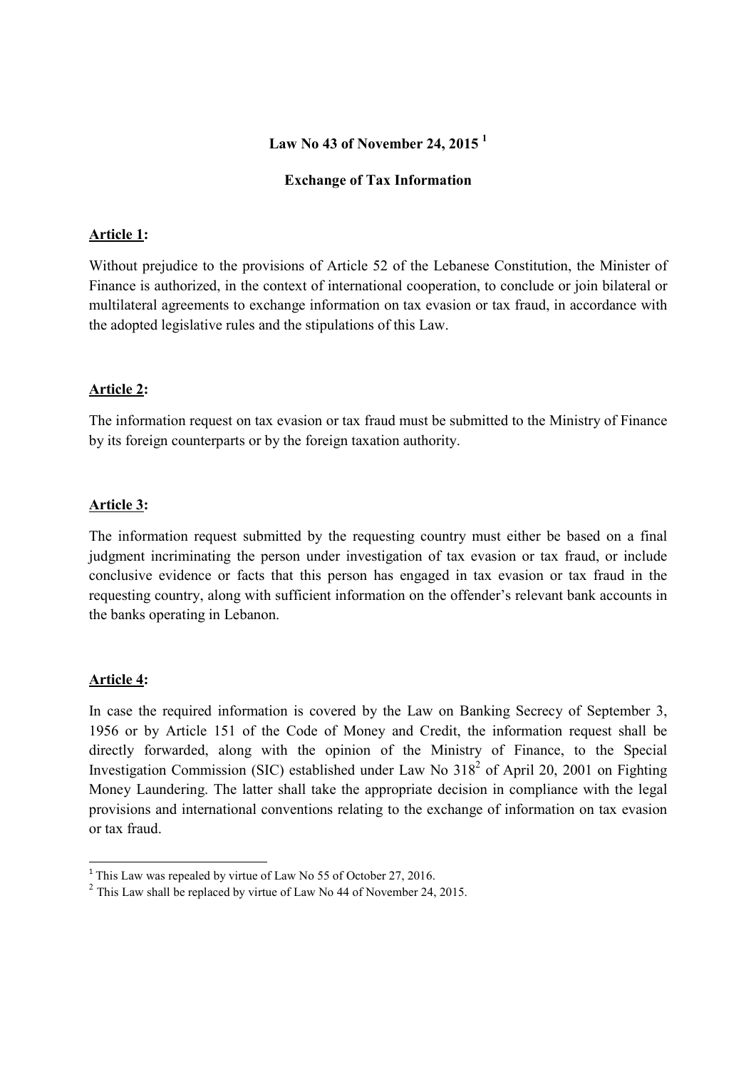# Law No 43 of November 24, 2015 [1]

## Exchange of Tax Information

**Article 1:**

Without prejudice to the provisions of Article 52 of the Lebanese Constitution, the Minister of Finance is authorized, in the context of international cooperation, to conclude or join bilateral or multilateral agreements to exchange information on tax evasion or tax fraud, in accordance with the adopted legislative rules and the stipulations of this Law.

**Article 2:**

The information request on tax evasion or tax fraud must be submitted to the Ministry of Finance by its foreign counterparts or by the foreign taxation authority.

**Article 3:**

The information request submitted by the requesting country must either be based on a final judgment incriminating the person under investigation of tax evasion or tax fraud, or include conclusive evidence or facts that this person has engaged in tax evasion or tax fraud in the requesting country, along with sufficient information on the offender's relevant bank accounts in the banks operating in Lebanon.

**Article 4:**

In case the required information is covered by the Law on Banking Secrecy of September 3, 1956 or by Article 151 of the Code of Money and Credit, the information request shall be directly forwarded, along with the opinion of the Ministry of Finance, to the Special Investigation Commission (SIC) established under Law No 318[2] of April 20, 2001 on Fighting Money Laundering. The latter shall take the appropriate decision in compliance with the legal provisions and international conventions relating to the exchange of information on tax evasion or tax fraud.

---

[1] This Law was repealed by virtue of Law No 55 of October 27, 2016.

[2] This Law shall be replaced by virtue of Law No 44 of November 24, 2015.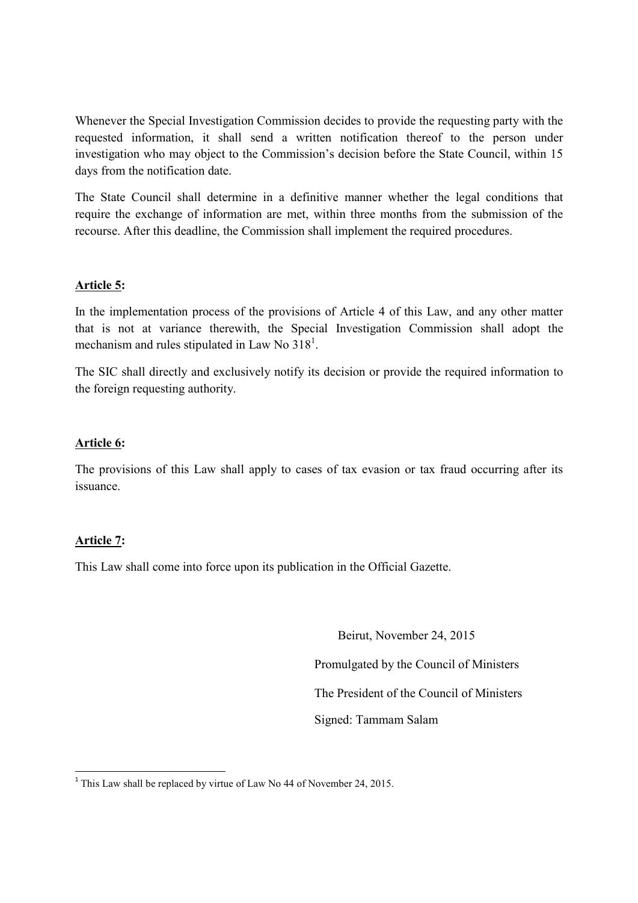Whenever the Special Investigation Commission decides to provide the requesting party with the requested information, it shall send a written notification thereof to the person under investigation who may object to the Commission's decision before the State Council, within 15 days from the notification date.

The State Council shall determine in a definitive manner whether the legal conditions that require the exchange of information are met, within three months from the submission of the recourse. After this deadline, the Commission shall implement the required procedures.

**Article 5:**

In the implementation process of the provisions of Article 4 of this Law, and any other matter that is not at variance therewith, the Special Investigation Commission shall adopt the mechanism and rules stipulated in Law No 318[1].

The SIC shall directly and exclusively notify its decision or provide the required information to the foreign requesting authority.

**Article 6:**

The provisions of this Law shall apply to cases of tax evasion or tax fraud occurring after its issuance.

**Article 7:**

This Law shall come into force upon its publication in the Official Gazette.

Beirut, November 24, 2015

Promulgated by the Council of Ministers

The President of the Council of Ministers

Signed: Tammam Salam

[1] This Law shall be replaced by virtue of Law No 44 of November 24, 2015.